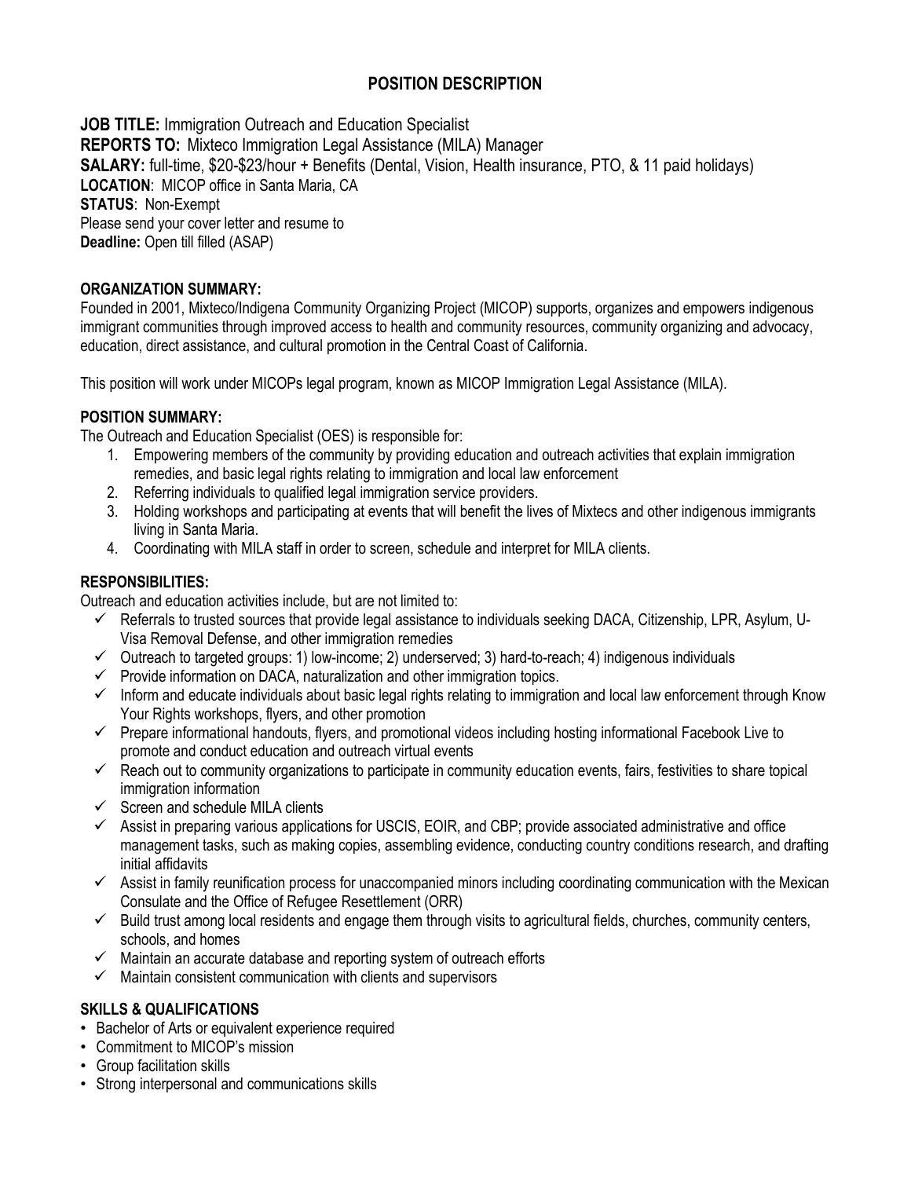# POSITION DESCRIPTION

**JOB TITLE:** Immigration Outreach and Education Specialist
**REPORTS TO:** Mixteco Immigration Legal Assistance (MILA) Manager
**SALARY:** full-time, $20-$23/hour + Benefits (Dental, Vision, Health insurance, PTO, & 11 paid holidays)
**LOCATION**: MICOP office in Santa Maria, CA
**STATUS**: Non-Exempt
Please send your cover letter and resume to
**Deadline:** Open till filled (ASAP)

## ORGANIZATION SUMMARY:

Founded in 2001, Mixteco/Indigena Community Organizing Project (MICOP) supports, organizes and empowers indigenous immigrant communities through improved access to health and community resources, community organizing and advocacy, education, direct assistance, and cultural promotion in the Central Coast of California.

This position will work under MICOPs legal program, known as MICOP Immigration Legal Assistance (MILA).

## POSITION SUMMARY:

The Outreach and Education Specialist (OES) is responsible for:

1. Empowering members of the community by providing education and outreach activities that explain immigration remedies, and basic legal rights relating to immigration and local law enforcement
2. Referring individuals to qualified legal immigration service providers.
3. Holding workshops and participating at events that will benefit the lives of Mixtecs and other indigenous immigrants living in Santa Maria.
4. Coordinating with MILA staff in order to screen, schedule and interpret for MILA clients.

## RESPONSIBILITIES:

Outreach and education activities include, but are not limited to:

- ✓ Referrals to trusted sources that provide legal assistance to individuals seeking DACA, Citizenship, LPR, Asylum, U-Visa Removal Defense, and other immigration remedies
- ✓ Outreach to targeted groups: 1) low-income; 2) underserved; 3) hard-to-reach; 4) indigenous individuals
- ✓ Provide information on DACA, naturalization and other immigration topics.
- ✓ Inform and educate individuals about basic legal rights relating to immigration and local law enforcement through Know Your Rights workshops, flyers, and other promotion
- ✓ Prepare informational handouts, flyers, and promotional videos including hosting informational Facebook Live to promote and conduct education and outreach virtual events
- ✓ Reach out to community organizations to participate in community education events, fairs, festivities to share topical immigration information
- ✓ Screen and schedule MILA clients
- ✓ Assist in preparing various applications for USCIS, EOIR, and CBP; provide associated administrative and office management tasks, such as making copies, assembling evidence, conducting country conditions research, and drafting initial affidavits
- ✓ Assist in family reunification process for unaccompanied minors including coordinating communication with the Mexican Consulate and the Office of Refugee Resettlement (ORR)
- ✓ Build trust among local residents and engage them through visits to agricultural fields, churches, community centers, schools, and homes
- ✓ Maintain an accurate database and reporting system of outreach efforts
- ✓ Maintain consistent communication with clients and supervisors

## SKILLS & QUALIFICATIONS

- Bachelor of Arts or equivalent experience required
- Commitment to MICOP's mission
- Group facilitation skills
- Strong interpersonal and communications skills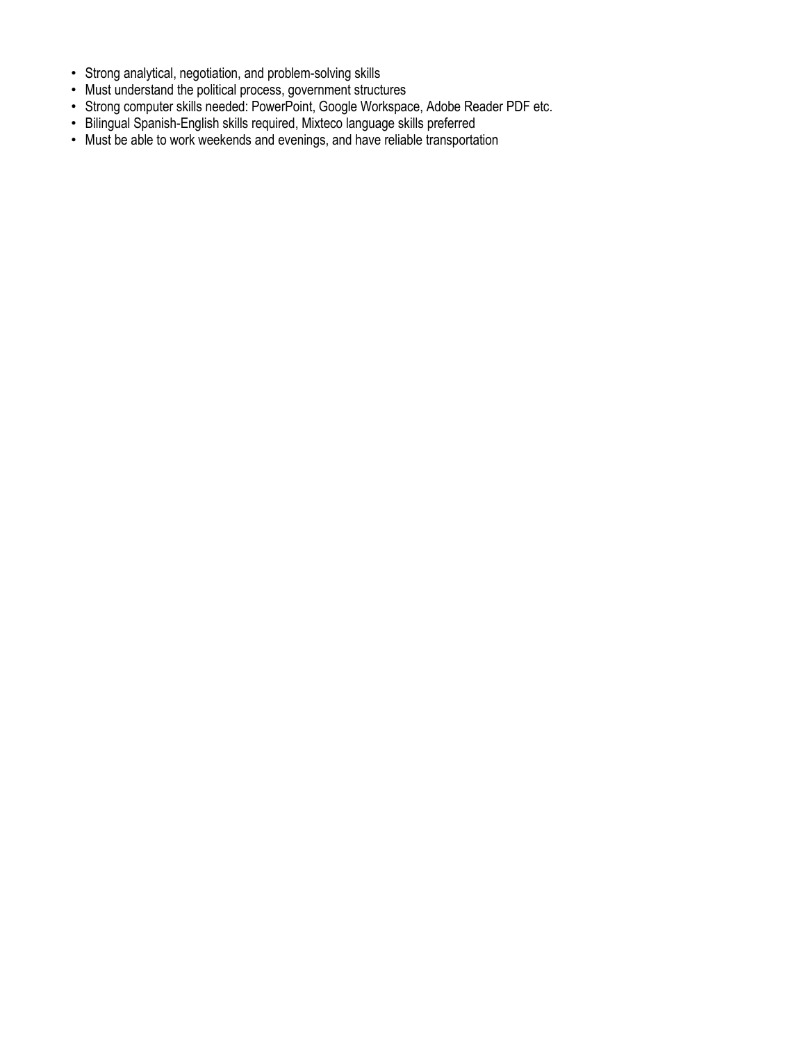- Strong analytical, negotiation, and problem-solving skills
- Must understand the political process, government structures
- Strong computer skills needed: PowerPoint, Google Workspace, Adobe Reader PDF etc.
- Bilingual Spanish-English skills required, Mixteco language skills preferred
- Must be able to work weekends and evenings, and have reliable transportation